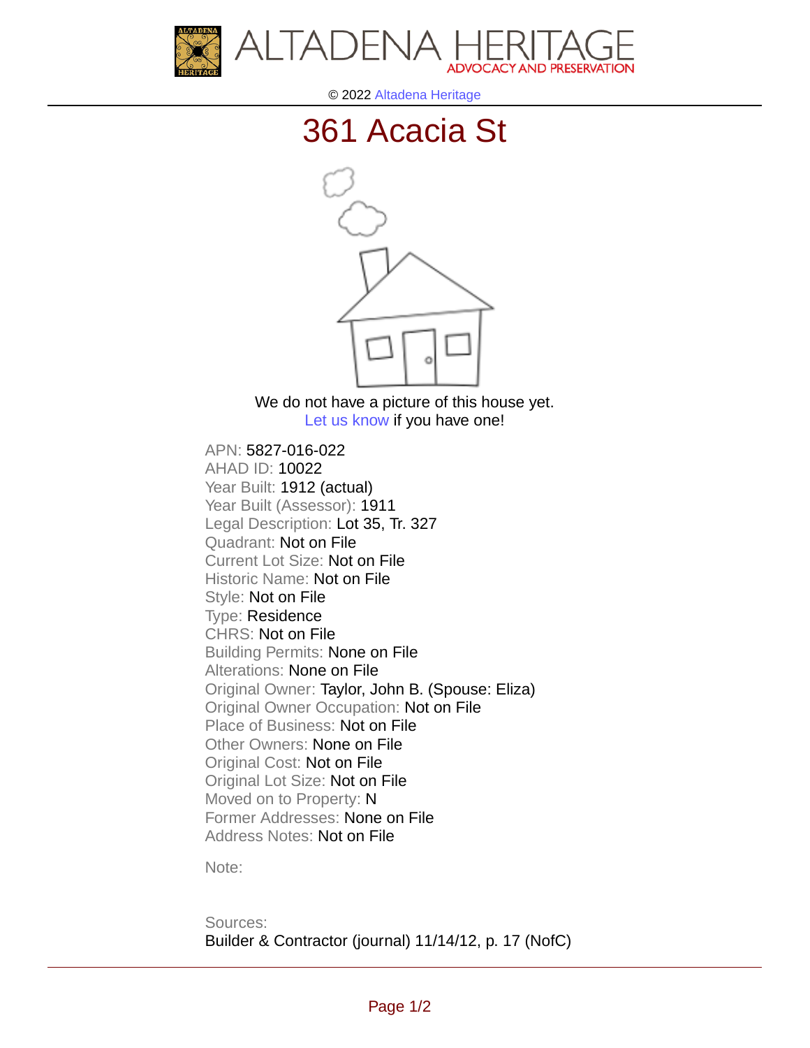ALTADENA HERITAGE
ADVOCACY AND PRESERVATION

© 2022 Altadena Heritage

# 361 Acacia St

We do not have a picture of this house yet.
Let us know if you have one!

APN: 5827-016-022
AHAD ID: 10022
Year Built: 1912 (actual)
Year Built (Assessor): 1911
Legal Description: Lot 35, Tr. 327
Quadrant: Not on File
Current Lot Size: Not on File
Historic Name: Not on File
Style: Not on File
Type: Residence
CHRS: Not on File
Building Permits: None on File
Alterations: None on File
Original Owner: Taylor, John B. (Spouse: Eliza)
Original Owner Occupation: Not on File
Place of Business: Not on File
Other Owners: None on File
Original Cost: Not on File
Original Lot Size: Not on File
Moved on to Property: N
Former Addresses: None on File
Address Notes: Not on File

Note:

Sources:
Builder & Contractor (journal) 11/14/12, p. 17 (NofC)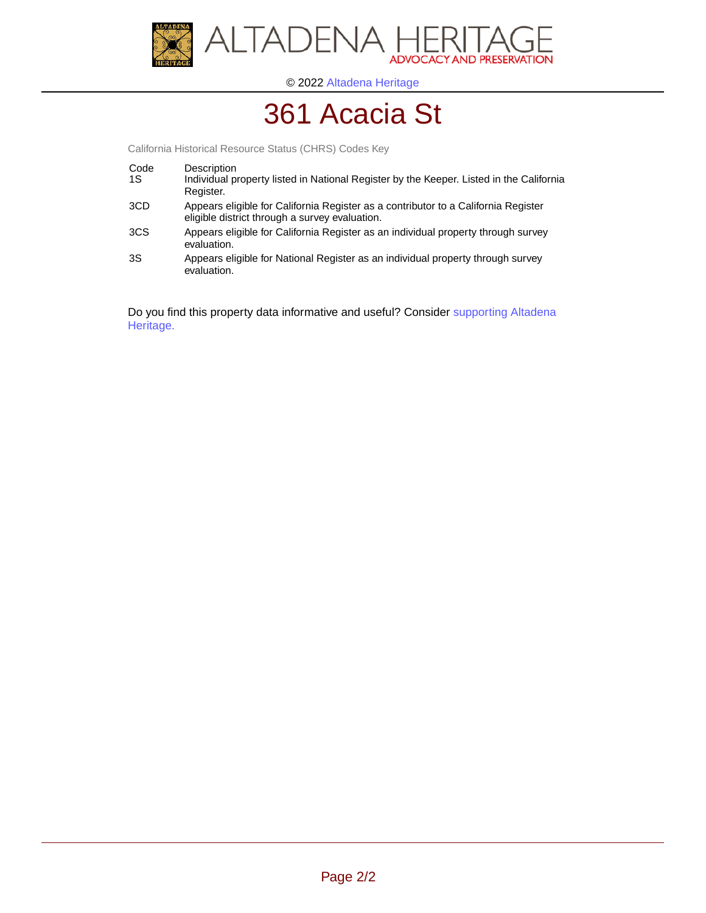ALTADENA HERITAGE
ADVOCACY AND PRESERVATION

© 2022 Altadena Heritage

# 361 Acacia St

California Historical Resource Status (CHRS) Codes Key

| Code | Description |
|---|---|
| 1S | Individual property listed in National Register by the Keeper. Listed in the California Register. |
| 3CD | Appears eligible for California Register as a contributor to a California Register eligible district through a survey evaluation. |
| 3CS | Appears eligible for California Register as an individual property through survey evaluation. |
| 3S | Appears eligible for National Register as an individual property through survey evaluation. |

Do you find this property data informative and useful? Consider supporting Altadena Heritage.